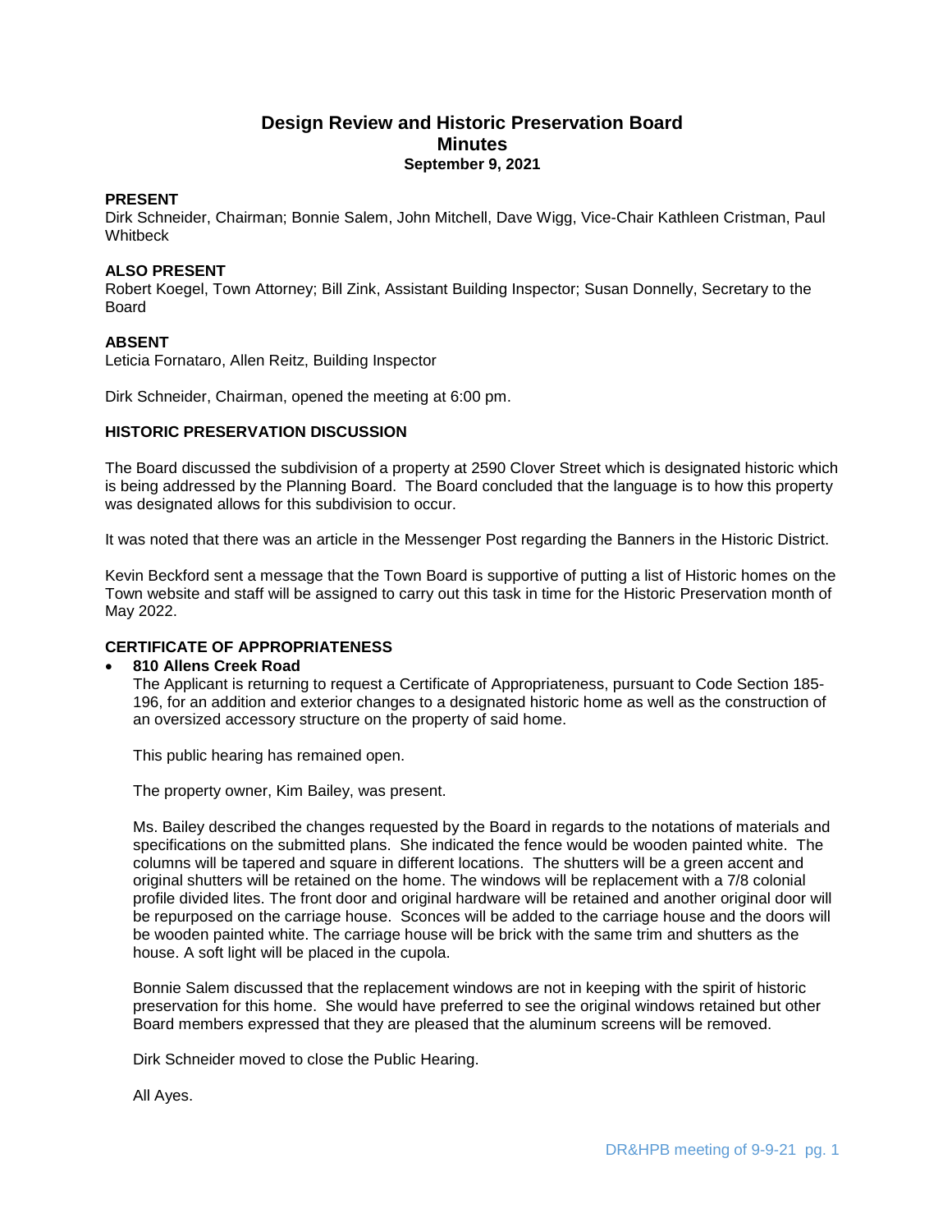# Design Review and Historic Preservation Board
## Minutes
### September 9, 2021

**PRESENT**
Dirk Schneider, Chairman; Bonnie Salem, John Mitchell, Dave Wigg, Vice-Chair Kathleen Cristman, Paul Whitbeck

**ALSO PRESENT**
Robert Koegel, Town Attorney; Bill Zink, Assistant Building Inspector; Susan Donnelly, Secretary to the Board

**ABSENT**
Leticia Fornataro, Allen Reitz, Building Inspector

Dirk Schneider, Chairman, opened the meeting at 6:00 pm.

**HISTORIC PRESERVATION DISCUSSION**

The Board discussed the subdivision of a property at 2590 Clover Street which is designated historic which is being addressed by the Planning Board. The Board concluded that the language is to how this property was designated allows for this subdivision to occur.

It was noted that there was an article in the Messenger Post regarding the Banners in the Historic District.

Kevin Beckford sent a message that the Town Board is supportive of putting a list of Historic homes on the Town website and staff will be assigned to carry out this task in time for the Historic Preservation month of May 2022.

**CERTIFICATE OF APPROPRIATENESS**

- **810 Allens Creek Road**
  The Applicant is returning to request a Certificate of Appropriateness, pursuant to Code Section 185-196, for an addition and exterior changes to a designated historic home as well as the construction of an oversized accessory structure on the property of said home.

  This public hearing has remained open.

  The property owner, Kim Bailey, was present.

  Ms. Bailey described the changes requested by the Board in regards to the notations of materials and specifications on the submitted plans. She indicated the fence would be wooden painted white. The columns will be tapered and square in different locations. The shutters will be a green accent and original shutters will be retained on the home. The windows will be replacement with a 7/8 colonial profile divided lites. The front door and original hardware will be retained and another original door will be repurposed on the carriage house. Sconces will be added to the carriage house and the doors will be wooden painted white. The carriage house will be brick with the same trim and shutters as the house. A soft light will be placed in the cupola.

  Bonnie Salem discussed that the replacement windows are not in keeping with the spirit of historic preservation for this home. She would have preferred to see the original windows retained but other Board members expressed that they are pleased that the aluminum screens will be removed.

  Dirk Schneider moved to close the Public Hearing.

  All Ayes.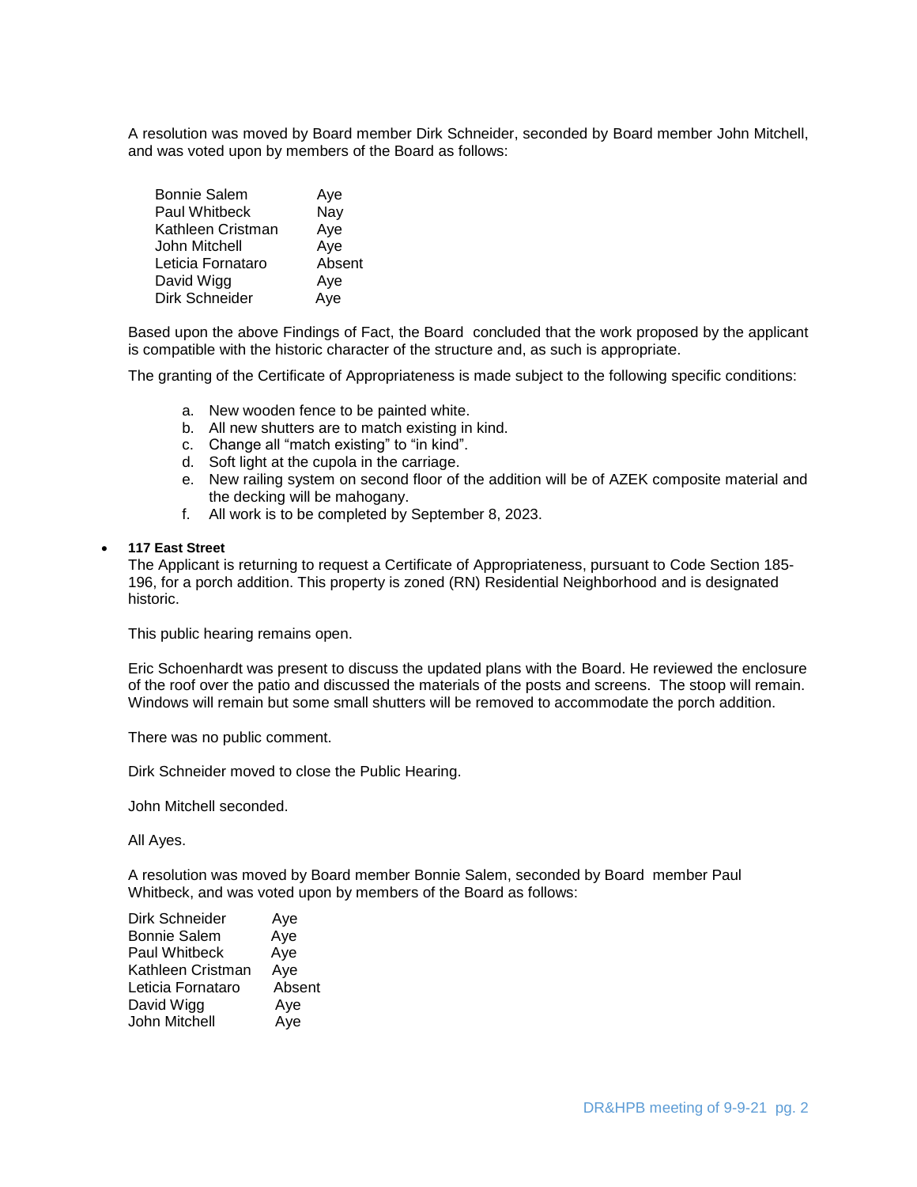A resolution was moved by Board member Dirk Schneider, seconded by Board member John Mitchell, and was voted upon by members of the Board as follows:

| | |
|---|---|
| Bonnie Salem | Aye |
| Paul Whitbeck | Nay |
| Kathleen Cristman | Aye |
| John Mitchell | Aye |
| Leticia Fornataro | Absent |
| David Wigg | Aye |
| Dirk Schneider | Aye |

Based upon the above Findings of Fact, the Board concluded that the work proposed by the applicant is compatible with the historic character of the structure and, as such is appropriate.

The granting of the Certificate of Appropriateness is made subject to the following specific conditions:

a. New wooden fence to be painted white.
b. All new shutters are to match existing in kind.
c. Change all "match existing" to "in kind".
d. Soft light at the cupola in the carriage.
e. New railing system on second floor of the addition will be of AZEK composite material and the decking will be mahogany.
f. All work is to be completed by September 8, 2023.

- **117 East Street**

  The Applicant is returning to request a Certificate of Appropriateness, pursuant to Code Section 185-196, for a porch addition. This property is zoned (RN) Residential Neighborhood and is designated historic.

  This public hearing remains open.

  Eric Schoenhardt was present to discuss the updated plans with the Board. He reviewed the enclosure of the roof over the patio and discussed the materials of the posts and screens. The stoop will remain. Windows will remain but some small shutters will be removed to accommodate the porch addition.

  There was no public comment.

  Dirk Schneider moved to close the Public Hearing.

  John Mitchell seconded.

  All Ayes.

  A resolution was moved by Board member Bonnie Salem, seconded by Board member Paul Whitbeck, and was voted upon by members of the Board as follows:

| | |
|---|---|
| Dirk Schneider | Aye |
| Bonnie Salem | Aye |
| Paul Whitbeck | Aye |
| Kathleen Cristman | Aye |
| Leticia Fornataro | Absent |
| David Wigg | Aye |
| John Mitchell | Aye |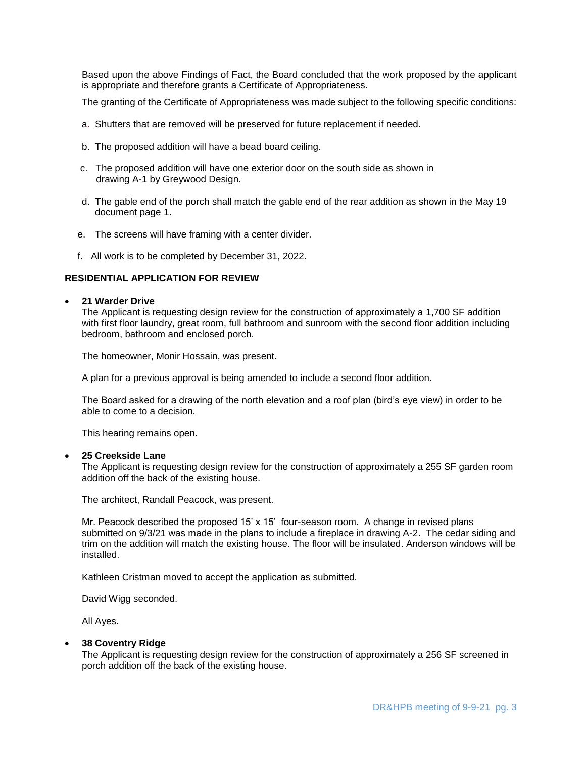Based upon the above Findings of Fact, the Board concluded that the work proposed by the applicant is appropriate and therefore grants a Certificate of Appropriateness.

The granting of the Certificate of Appropriateness was made subject to the following specific conditions:

a. Shutters that are removed will be preserved for future replacement if needed.

b. The proposed addition will have a bead board ceiling.

c. The proposed addition will have one exterior door on the south side as shown in drawing A-1 by Greywood Design.

d. The gable end of the porch shall match the gable end of the rear addition as shown in the May 19 document page 1.

e. The screens will have framing with a center divider.

f. All work is to be completed by December 31, 2022.

**RESIDENTIAL APPLICATION FOR REVIEW**

- **21 Warder Drive**
  The Applicant is requesting design review for the construction of approximately a 1,700 SF addition with first floor laundry, great room, full bathroom and sunroom with the second floor addition including bedroom, bathroom and enclosed porch.

  The homeowner, Monir Hossain, was present.

  A plan for a previous approval is being amended to include a second floor addition.

  The Board asked for a drawing of the north elevation and a roof plan (bird's eye view) in order to be able to come to a decision.

  This hearing remains open.

- **25 Creekside Lane**
  The Applicant is requesting design review for the construction of approximately a 255 SF garden room addition off the back of the existing house.

  The architect, Randall Peacock, was present.

  Mr. Peacock described the proposed 15' x 15' four-season room. A change in revised plans submitted on 9/3/21 was made in the plans to include a fireplace in drawing A-2. The cedar siding and trim on the addition will match the existing house. The floor will be insulated. Anderson windows will be installed.

  Kathleen Cristman moved to accept the application as submitted.

  David Wigg seconded.

  All Ayes.

- **38 Coventry Ridge**
  The Applicant is requesting design review for the construction of approximately a 256 SF screened in porch addition off the back of the existing house.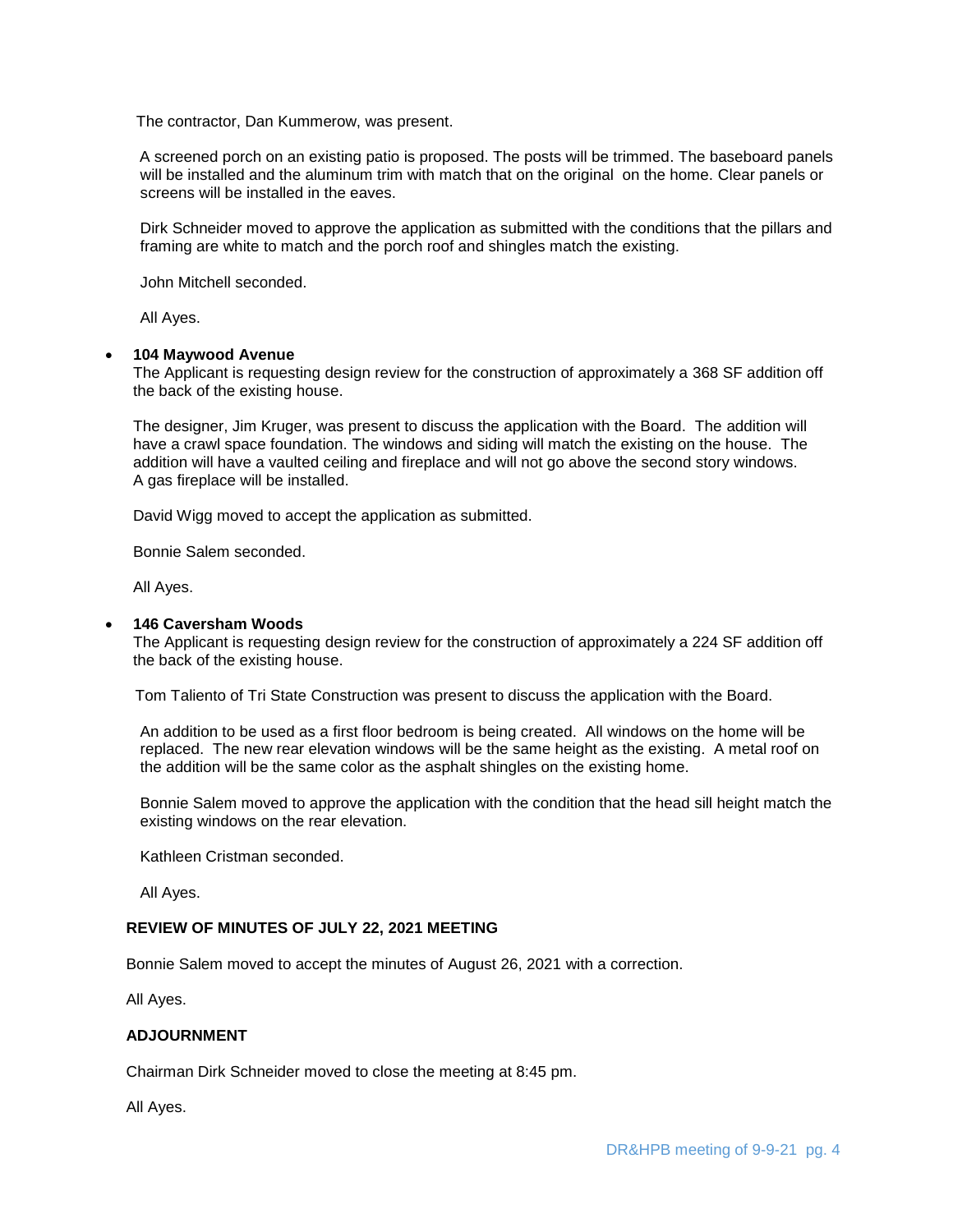The contractor, Dan Kummerow, was present.

A screened porch on an existing patio is proposed. The posts will be trimmed. The baseboard panels will be installed and the aluminum trim with match that on the original on the home. Clear panels or screens will be installed in the eaves.

Dirk Schneider moved to approve the application as submitted with the conditions that the pillars and framing are white to match and the porch roof and shingles match the existing.

John Mitchell seconded.

All Ayes.

- **104 Maywood Avenue**
  The Applicant is requesting design review for the construction of approximately a 368 SF addition off the back of the existing house.

  The designer, Jim Kruger, was present to discuss the application with the Board. The addition will have a crawl space foundation. The windows and siding will match the existing on the house. The addition will have a vaulted ceiling and fireplace and will not go above the second story windows. A gas fireplace will be installed.

  David Wigg moved to accept the application as submitted.

  Bonnie Salem seconded.

  All Ayes.

- **146 Caversham Woods**
  The Applicant is requesting design review for the construction of approximately a 224 SF addition off the back of the existing house.

  Tom Taliento of Tri State Construction was present to discuss the application with the Board.

  An addition to be used as a first floor bedroom is being created. All windows on the home will be replaced. The new rear elevation windows will be the same height as the existing. A metal roof on the addition will be the same color as the asphalt shingles on the existing home.

  Bonnie Salem moved to approve the application with the condition that the head sill height match the existing windows on the rear elevation.

  Kathleen Cristman seconded.

  All Ayes.

**REVIEW OF MINUTES OF JULY 22, 2021 MEETING**

Bonnie Salem moved to accept the minutes of August 26, 2021 with a correction.

All Ayes.

**ADJOURNMENT**

Chairman Dirk Schneider moved to close the meeting at 8:45 pm.

All Ayes.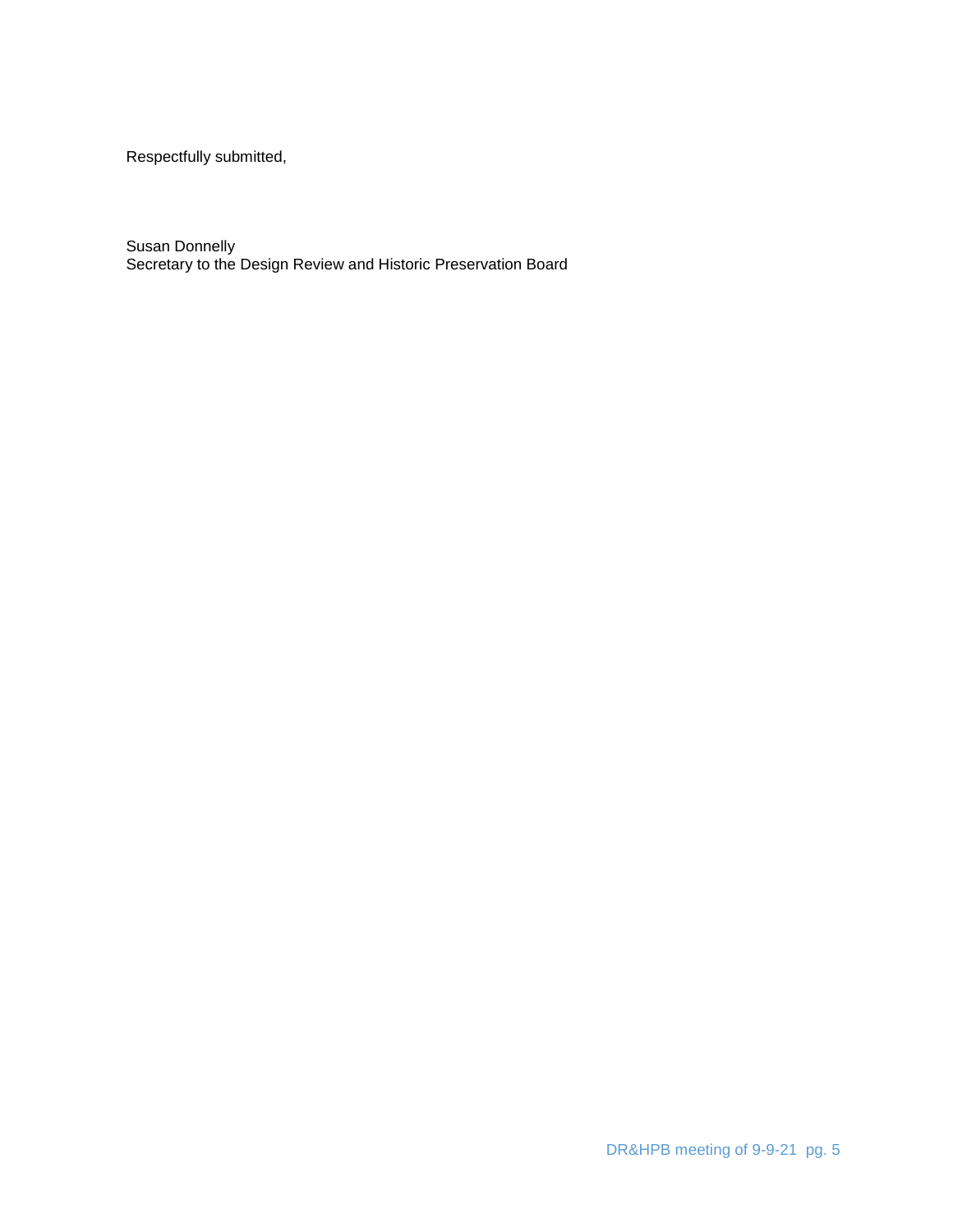Respectfully submitted,

Susan Donnelly
Secretary to the Design Review and Historic Preservation Board